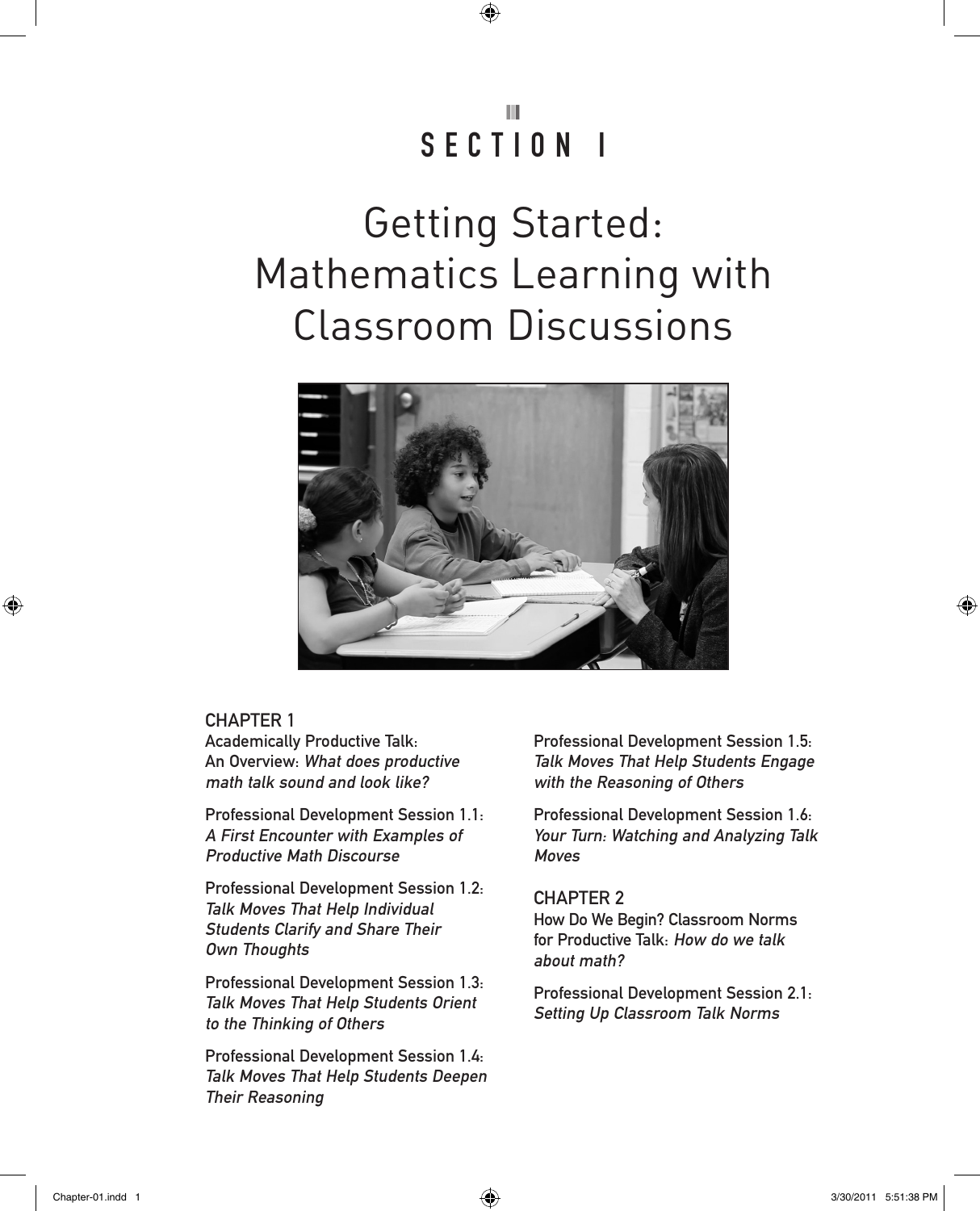# SECTION I

# Getting Started: Mathematics Learning with Classroom Discussions

**CHAPTER 1**
Academically Productive Talk: An Overview: *What does productive math talk sound and look like?*

Professional Development Session 1.1: *A First Encounter with Examples of Productive Math Discourse*

Professional Development Session 1.2: *Talk Moves That Help Individual Students Clarify and Share Their Own Thoughts*

Professional Development Session 1.3: *Talk Moves That Help Students Orient to the Thinking of Others*

Professional Development Session 1.4: *Talk Moves That Help Students Deepen Their Reasoning*

Professional Development Session 1.5: *Talk Moves That Help Students Engage with the Reasoning of Others*

Professional Development Session 1.6: *Your Turn: Watching and Analyzing Talk Moves*

**CHAPTER 2**
How Do We Begin? Classroom Norms for Productive Talk: *How do we talk about math?*

Professional Development Session 2.1: *Setting Up Classroom Talk Norms*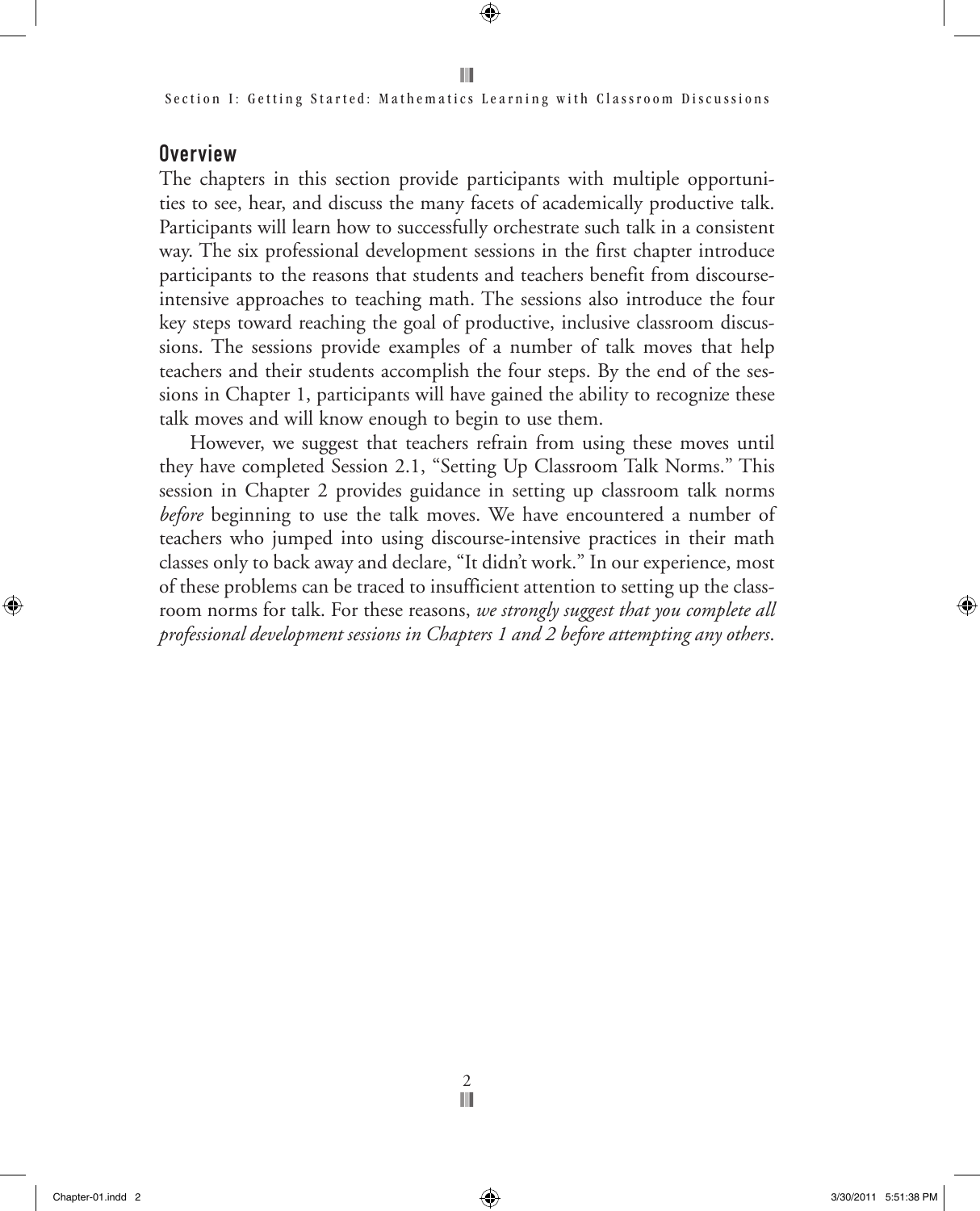## Overview

The chapters in this section provide participants with multiple opportunities to see, hear, and discuss the many facets of academically productive talk. Participants will learn how to successfully orchestrate such talk in a consistent way. The six professional development sessions in the first chapter introduce participants to the reasons that students and teachers benefit from discourse-intensive approaches to teaching math. The sessions also introduce the four key steps toward reaching the goal of productive, inclusive classroom discussions. The sessions provide examples of a number of talk moves that help teachers and their students accomplish the four steps. By the end of the sessions in Chapter 1, participants will have gained the ability to recognize these talk moves and will know enough to begin to use them.

However, we suggest that teachers refrain from using these moves until they have completed Session 2.1, "Setting Up Classroom Talk Norms." This session in Chapter 2 provides guidance in setting up classroom talk norms *before* beginning to use the talk moves. We have encountered a number of teachers who jumped into using discourse-intensive practices in their math classes only to back away and declare, "It didn't work." In our experience, most of these problems can be traced to insufficient attention to setting up the classroom norms for talk. For these reasons, *we strongly suggest that you complete all professional development sessions in Chapters 1 and 2 before attempting any others*.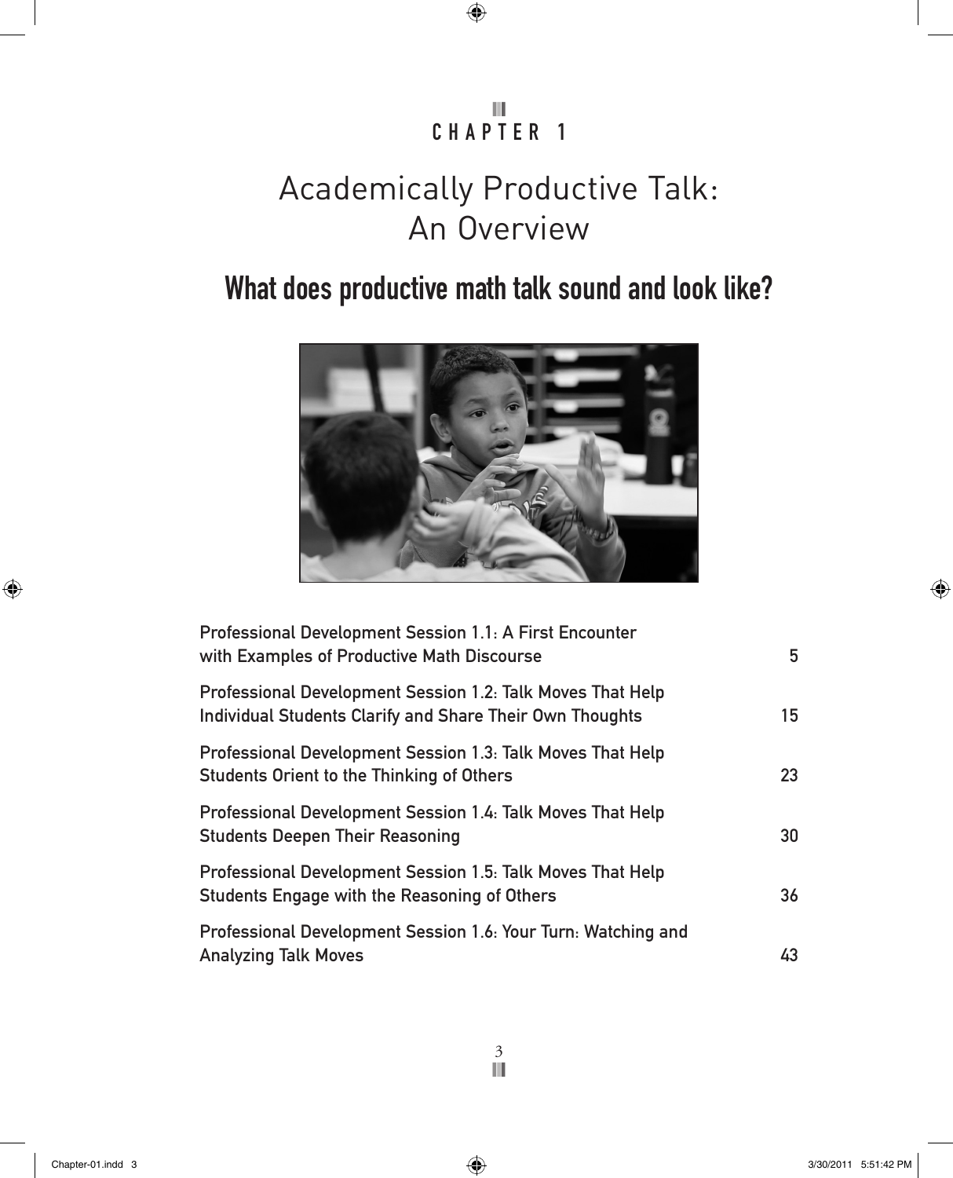CHAPTER 1

# Academically Productive Talk: An Overview

## What does productive math talk sound and look like?

| | |
|---|---|
| Professional Development Session 1.1: A First Encounter with Examples of Productive Math Discourse | 5 |
| Professional Development Session 1.2: Talk Moves That Help Individual Students Clarify and Share Their Own Thoughts | 15 |
| Professional Development Session 1.3: Talk Moves That Help Students Orient to the Thinking of Others | 23 |
| Professional Development Session 1.4: Talk Moves That Help Students Deepen Their Reasoning | 30 |
| Professional Development Session 1.5: Talk Moves That Help Students Engage with the Reasoning of Others | 36 |
| Professional Development Session 1.6: Your Turn: Watching and Analyzing Talk Moves | 43 |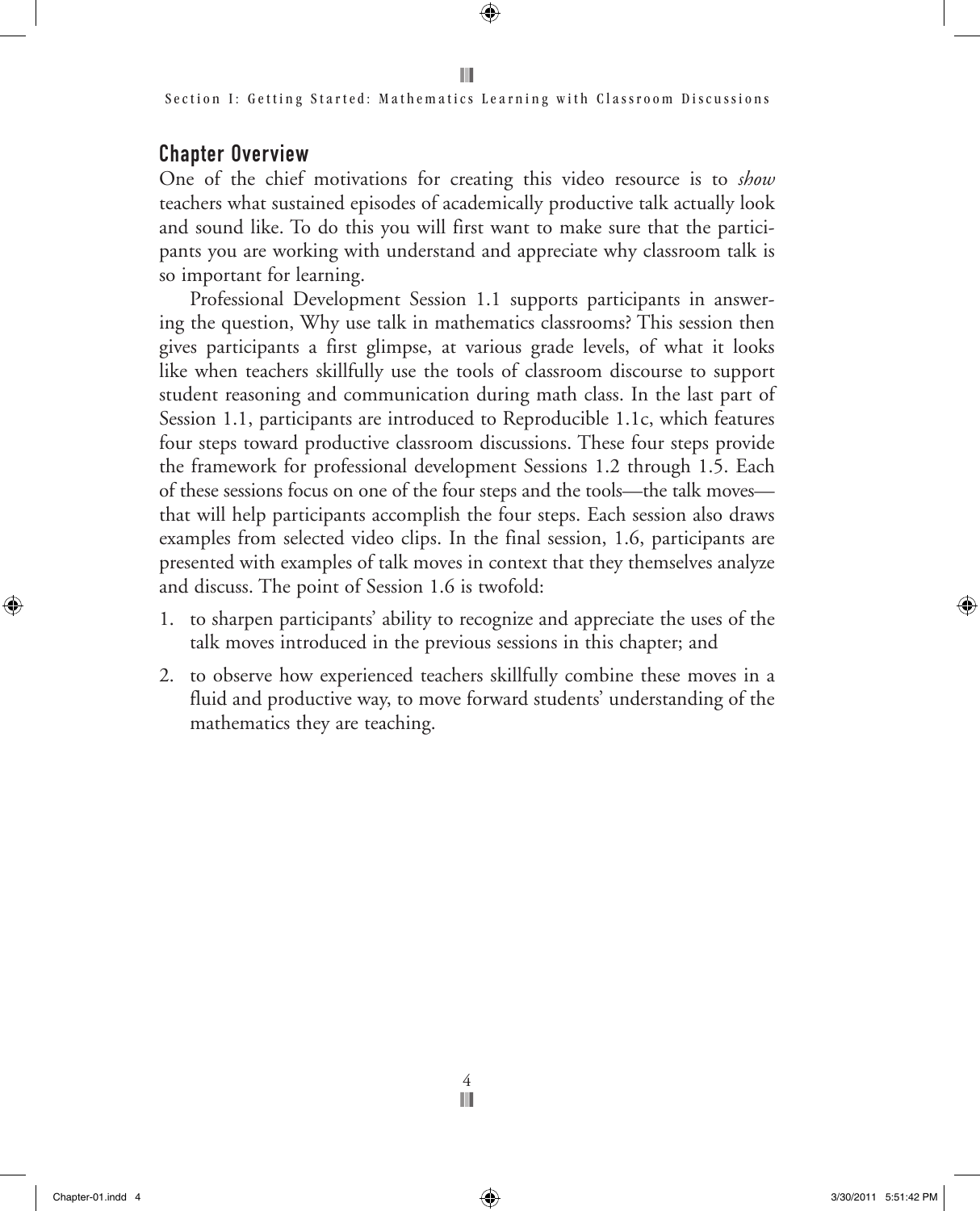## Chapter Overview

One of the chief motivations for creating this video resource is to *show* teachers what sustained episodes of academically productive talk actually look and sound like. To do this you will first want to make sure that the participants you are working with understand and appreciate why classroom talk is so important for learning.

Professional Development Session 1.1 supports participants in answering the question, Why use talk in mathematics classrooms? This session then gives participants a first glimpse, at various grade levels, of what it looks like when teachers skillfully use the tools of classroom discourse to support student reasoning and communication during math class. In the last part of Session 1.1, participants are introduced to Reproducible 1.1c, which features four steps toward productive classroom discussions. These four steps provide the framework for professional development Sessions 1.2 through 1.5. Each of these sessions focus on one of the four steps and the tools—the talk moves—that will help participants accomplish the four steps. Each session also draws examples from selected video clips. In the final session, 1.6, participants are presented with examples of talk moves in context that they themselves analyze and discuss. The point of Session 1.6 is twofold:

1. to sharpen participants' ability to recognize and appreciate the uses of the talk moves introduced in the previous sessions in this chapter; and
2. to observe how experienced teachers skillfully combine these moves in a fluid and productive way, to move forward students' understanding of the mathematics they are teaching.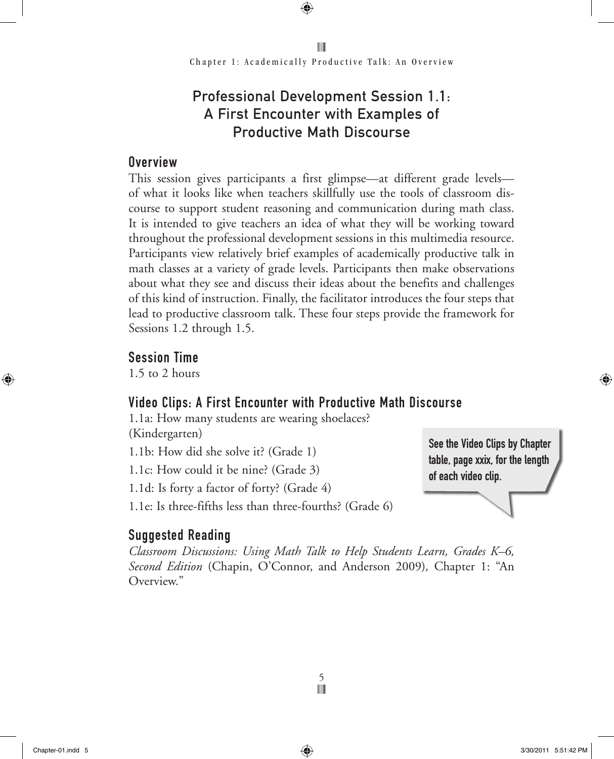# Professional Development Session 1.1: A First Encounter with Examples of Productive Math Discourse

## Overview

This session gives participants a first glimpse—at different grade levels—of what it looks like when teachers skillfully use the tools of classroom discourse to support student reasoning and communication during math class. It is intended to give teachers an idea of what they will be working toward throughout the professional development sessions in this multimedia resource. Participants view relatively brief examples of academically productive talk in math classes at a variety of grade levels. Participants then make observations about what they see and discuss their ideas about the benefits and challenges of this kind of instruction. Finally, the facilitator introduces the four steps that lead to productive classroom talk. These four steps provide the framework for Sessions 1.2 through 1.5.

## Session Time

1.5 to 2 hours

## Video Clips: A First Encounter with Productive Math Discourse

1.1a: How many students are wearing shoelaces? (Kindergarten)

1.1b: How did she solve it? (Grade 1)

1.1c: How could it be nine? (Grade 3)

1.1d: Is forty a factor of forty? (Grade 4)

1.1e: Is three-fifths less than three-fourths? (Grade 6)

**See the Video Clips by Chapter table, page xxix, for the length of each video clip.**

## Suggested Reading

*Classroom Discussions: Using Math Talk to Help Students Learn, Grades K–6, Second Edition* (Chapin, O'Connor, and Anderson 2009), Chapter 1: "An Overview."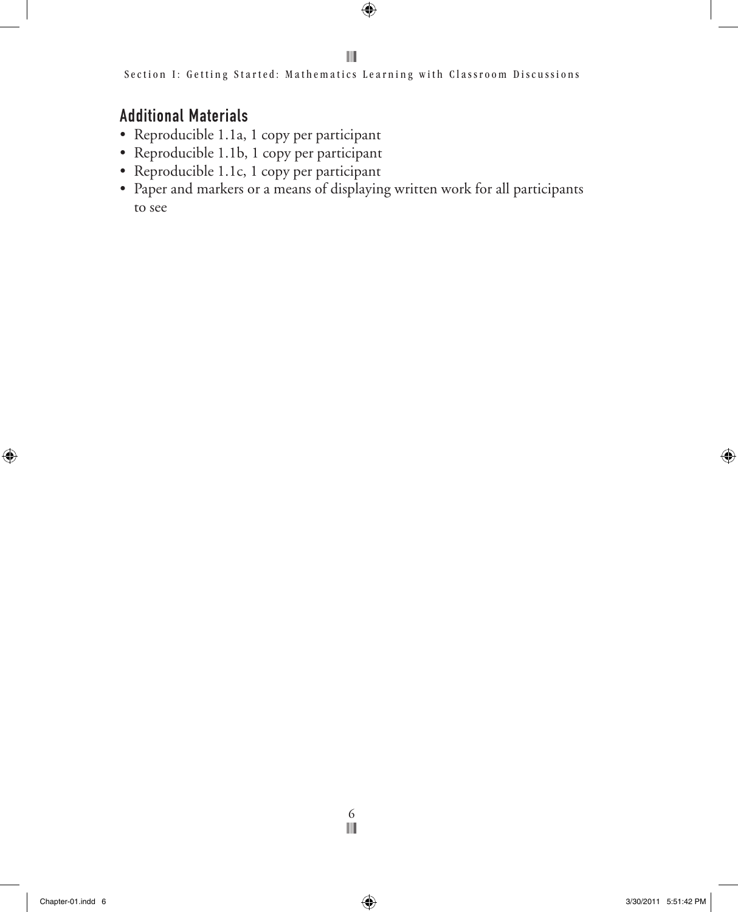## Additional Materials

- Reproducible 1.1a, 1 copy per participant
- Reproducible 1.1b, 1 copy per participant
- Reproducible 1.1c, 1 copy per participant
- Paper and markers or a means of displaying written work for all participants to see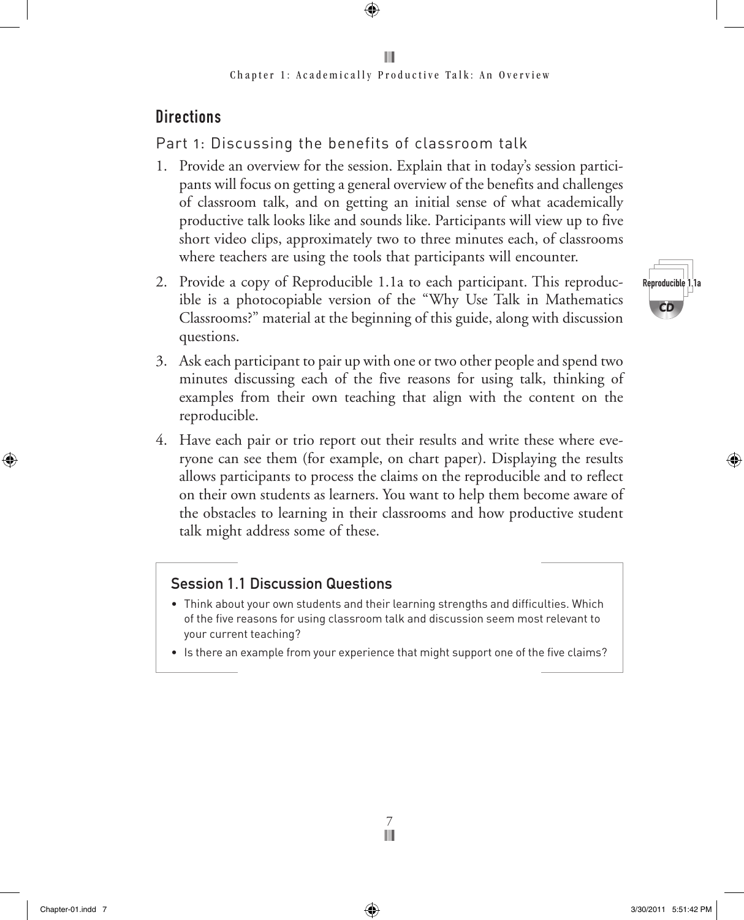## Directions

### Part 1: Discussing the benefits of classroom talk

1. Provide an overview for the session. Explain that in today's session participants will focus on getting a general overview of the benefits and challenges of classroom talk, and on getting an initial sense of what academically productive talk looks like and sounds like. Participants will view up to five short video clips, approximately two to three minutes each, of classrooms where teachers are using the tools that participants will encounter.
2. Provide a copy of Reproducible 1.1a to each participant. This reproducible is a photocopiable version of the "Why Use Talk in Mathematics Classrooms?" material at the beginning of this guide, along with discussion questions.
3. Ask each participant to pair up with one or two other people and spend two minutes discussing each of the five reasons for using talk, thinking of examples from their own teaching that align with the content on the reproducible.
4. Have each pair or trio report out their results and write these where everyone can see them (for example, on chart paper). Displaying the results allows participants to process the claims on the reproducible and to reflect on their own students as learners. You want to help them become aware of the obstacles to learning in their classrooms and how productive student talk might address some of these.

Reproducible 1.1a

CD

#### Session 1.1 Discussion Questions

- Think about your own students and their learning strengths and difficulties. Which of the five reasons for using classroom talk and discussion seem most relevant to your current teaching?
- Is there an example from your experience that might support one of the five claims?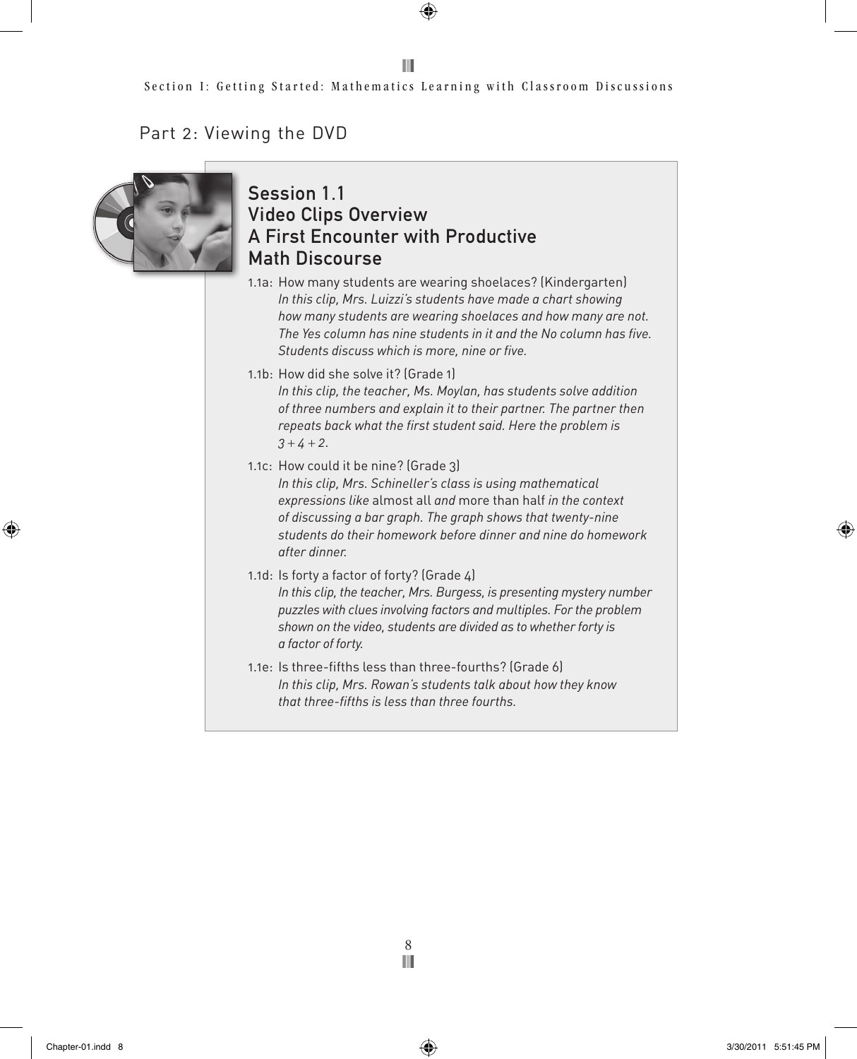## Part 2: Viewing the DVD

### Session 1.1
### Video Clips Overview
### A First Encounter with Productive Math Discourse

1.1a: How many students are wearing shoelaces? (Kindergarten)
*In this clip, Mrs. Luizzi's students have made a chart showing how many students are wearing shoelaces and how many are not. The Yes column has nine students in it and the No column has five. Students discuss which is more, nine or five.*

1.1b: How did she solve it? (Grade 1)
*In this clip, the teacher, Ms. Moylan, has students solve addition of three numbers and explain it to their partner. The partner then repeats back what the first student said. Here the problem is* $3 + 4 + 2$.

1.1c: How could it be nine? (Grade 3)
*In this clip, Mrs. Schineller's class is using mathematical expressions like* almost all *and* more than half *in the context of discussing a bar graph. The graph shows that twenty-nine students do their homework before dinner and nine do homework after dinner.*

1.1d: Is forty a factor of forty? (Grade 4)
*In this clip, the teacher, Mrs. Burgess, is presenting mystery number puzzles with clues involving factors and multiples. For the problem shown on the video, students are divided as to whether forty is a factor of forty.*

1.1e: Is three-fifths less than three-fourths? (Grade 6)
*In this clip, Mrs. Rowan's students talk about how they know that three-fifths is less than three fourths.*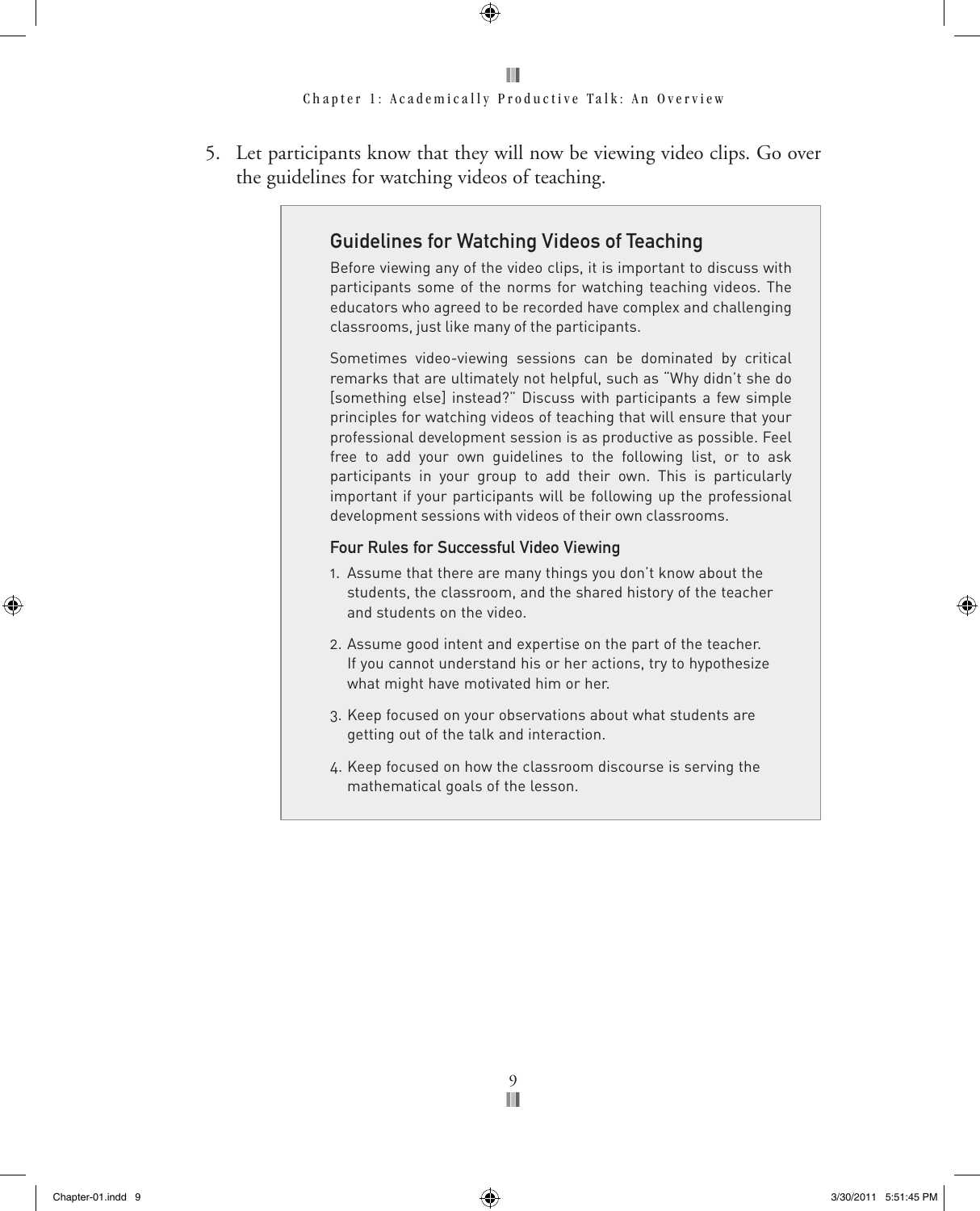5. Let participants know that they will now be viewing video clips. Go over the guidelines for watching videos of teaching.

## Guidelines for Watching Videos of Teaching

Before viewing any of the video clips, it is important to discuss with participants some of the norms for watching teaching videos. The educators who agreed to be recorded have complex and challenging classrooms, just like many of the participants.

Sometimes video-viewing sessions can be dominated by critical remarks that are ultimately not helpful, such as "Why didn't she do [something else] instead?" Discuss with participants a few simple principles for watching videos of teaching that will ensure that your professional development session is as productive as possible. Feel free to add your own guidelines to the following list, or to ask participants in your group to add their own. This is particularly important if your participants will be following up the professional development sessions with videos of their own classrooms.

### Four Rules for Successful Video Viewing

1. Assume that there are many things you don't know about the students, the classroom, and the shared history of the teacher and students on the video.
2. Assume good intent and expertise on the part of the teacher. If you cannot understand his or her actions, try to hypothesize what might have motivated him or her.
3. Keep focused on your observations about what students are getting out of the talk and interaction.
4. Keep focused on how the classroom discourse is serving the mathematical goals of the lesson.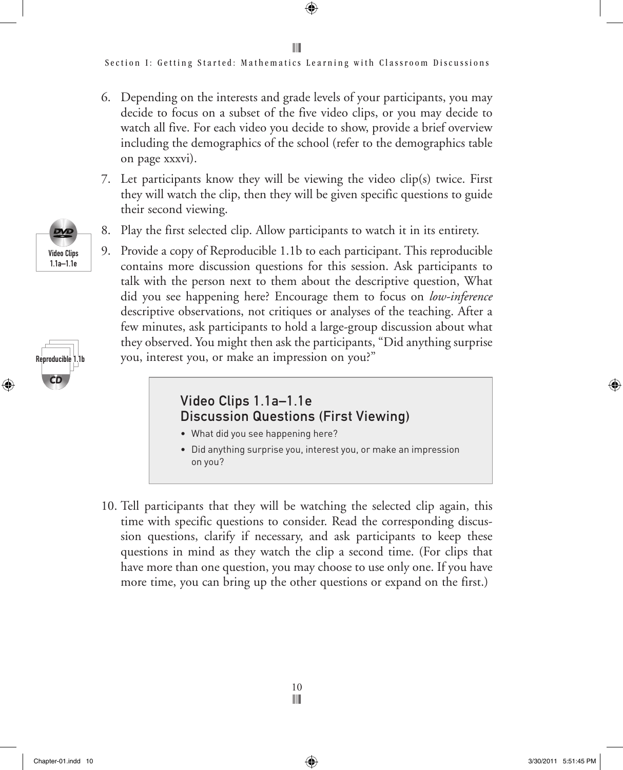6. Depending on the interests and grade levels of your participants, you may decide to focus on a subset of the five video clips, or you may decide to watch all five. For each video you decide to show, provide a brief overview including the demographics of the school (refer to the demographics table on page xxxvi).

7. Let participants know they will be viewing the video clip(s) twice. First they will watch the clip, then they will be given specific questions to guide their second viewing.

8. Play the first selected clip. Allow participants to watch it in its entirety.

9. Provide a copy of Reproducible 1.1b to each participant. This reproducible contains more discussion questions for this session. Ask participants to talk with the person next to them about the descriptive question, What did you see happening here? Encourage them to focus on *low-inference* descriptive observations, not critiques or analyses of the teaching. After a few minutes, ask participants to hold a large-group discussion about what they observed. You might then ask the participants, "Did anything surprise you, interest you, or make an impression on you?"

DVD Video Clips 1.1a–1.1e

Reproducible 1.1b CD

### Video Clips 1.1a–1.1e Discussion Questions (First Viewing)

- What did you see happening here?
- Did anything surprise you, interest you, or make an impression on you?

10. Tell participants that they will be watching the selected clip again, this time with specific questions to consider. Read the corresponding discussion questions, clarify if necessary, and ask participants to keep these questions in mind as they watch the clip a second time. (For clips that have more than one question, you may choose to use only one. If you have more time, you can bring up the other questions or expand on the first.)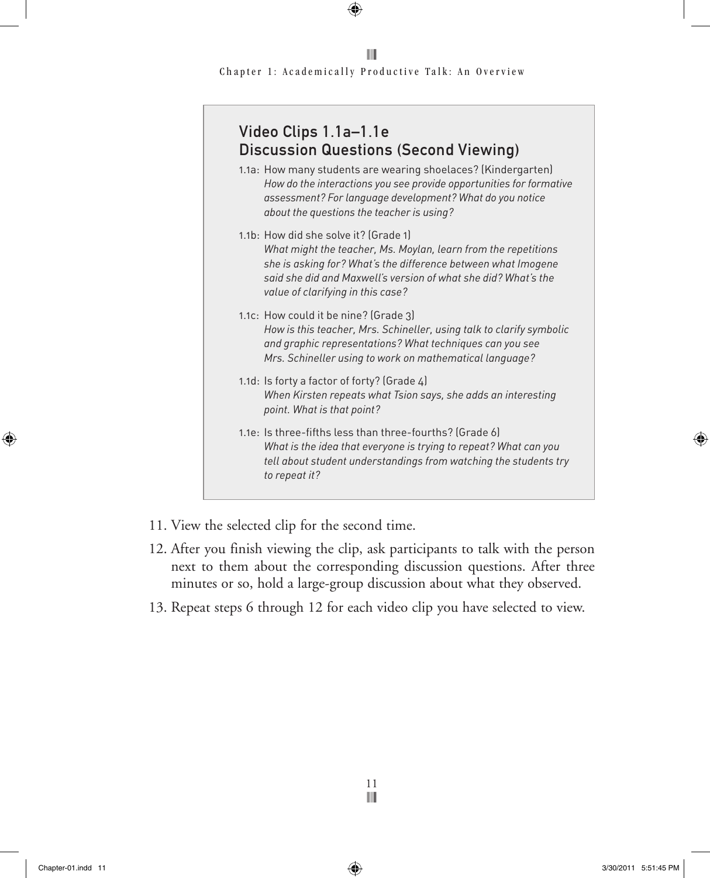## Video Clips 1.1a–1.1e Discussion Questions (Second Viewing)

1.1a: How many students are wearing shoelaces? (Kindergarten)
*How do the interactions you see provide opportunities for formative assessment? For language development? What do you notice about the questions the teacher is using?*

1.1b: How did she solve it? (Grade 1)
*What might the teacher, Ms. Moylan, learn from the repetitions she is asking for? What's the difference between what Imogene said she did and Maxwell's version of what she did? What's the value of clarifying in this case?*

1.1c: How could it be nine? (Grade 3)
*How is this teacher, Mrs. Schineller, using talk to clarify symbolic and graphic representations? What techniques can you see Mrs. Schineller using to work on mathematical language?*

1.1d: Is forty a factor of forty? (Grade 4)
*When Kirsten repeats what Tsion says, she adds an interesting point. What is that point?*

1.1e: Is three-fifths less than three-fourths? (Grade 6)
*What is the idea that everyone is trying to repeat? What can you tell about student understandings from watching the students try to repeat it?*

11. View the selected clip for the second time.
12. After you finish viewing the clip, ask participants to talk with the person next to them about the corresponding discussion questions. After three minutes or so, hold a large-group discussion about what they observed.
13. Repeat steps 6 through 12 for each video clip you have selected to view.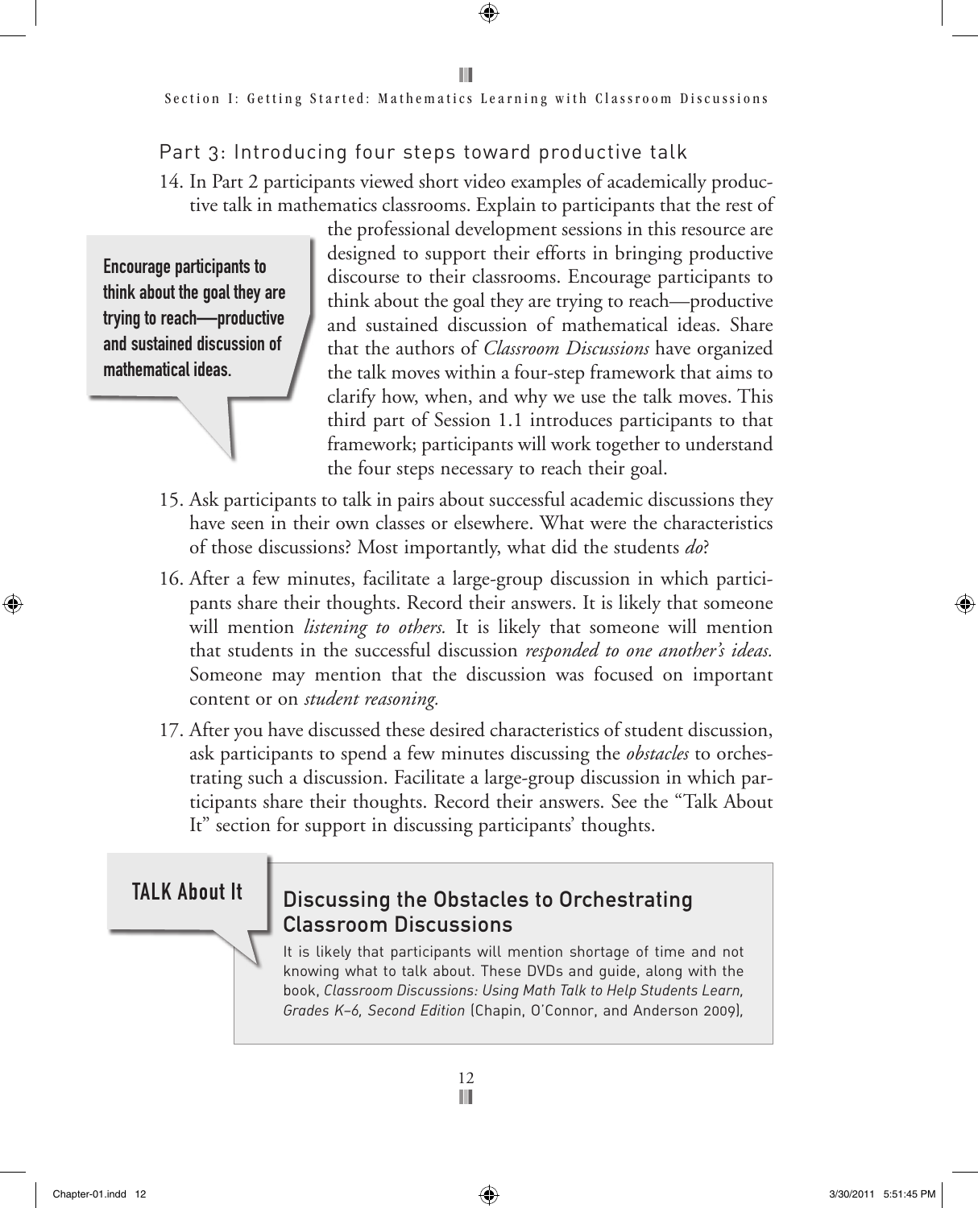## Part 3: Introducing four steps toward productive talk

14. In Part 2 participants viewed short video examples of academically productive talk in mathematics classrooms. Explain to participants that the rest of the professional development sessions in this resource are designed to support their efforts in bringing productive discourse to their classrooms. Encourage participants to think about the goal they are trying to reach—productive and sustained discussion of mathematical ideas. Share that the authors of *Classroom Discussions* have organized the talk moves within a four-step framework that aims to clarify how, when, and why we use the talk moves. This third part of Session 1.1 introduces participants to that framework; participants will work together to understand the four steps necessary to reach their goal.

> **Encourage participants to think about the goal they are trying to reach—productive and sustained discussion of mathematical ideas.**

15. Ask participants to talk in pairs about successful academic discussions they have seen in their own classes or elsewhere. What were the characteristics of those discussions? Most importantly, what did the students *do*?

16. After a few minutes, facilitate a large-group discussion in which participants share their thoughts. Record their answers. It is likely that someone will mention *listening to others.* It is likely that someone will mention that students in the successful discussion *responded to one another's ideas.* Someone may mention that the discussion was focused on important content or on *student reasoning.*

17. After you have discussed these desired characteristics of student discussion, ask participants to spend a few minutes discussing the *obstacles* to orchestrating such a discussion. Facilitate a large-group discussion in which participants share their thoughts. Record their answers. See the "Talk About It" section for support in discussing participants' thoughts.

**TALK About It**

### Discussing the Obstacles to Orchestrating Classroom Discussions

It is likely that participants will mention shortage of time and not knowing what to talk about. These DVDs and guide, along with the book, *Classroom Discussions: Using Math Talk to Help Students Learn, Grades K–6, Second Edition* (Chapin, O'Connor, and Anderson 2009),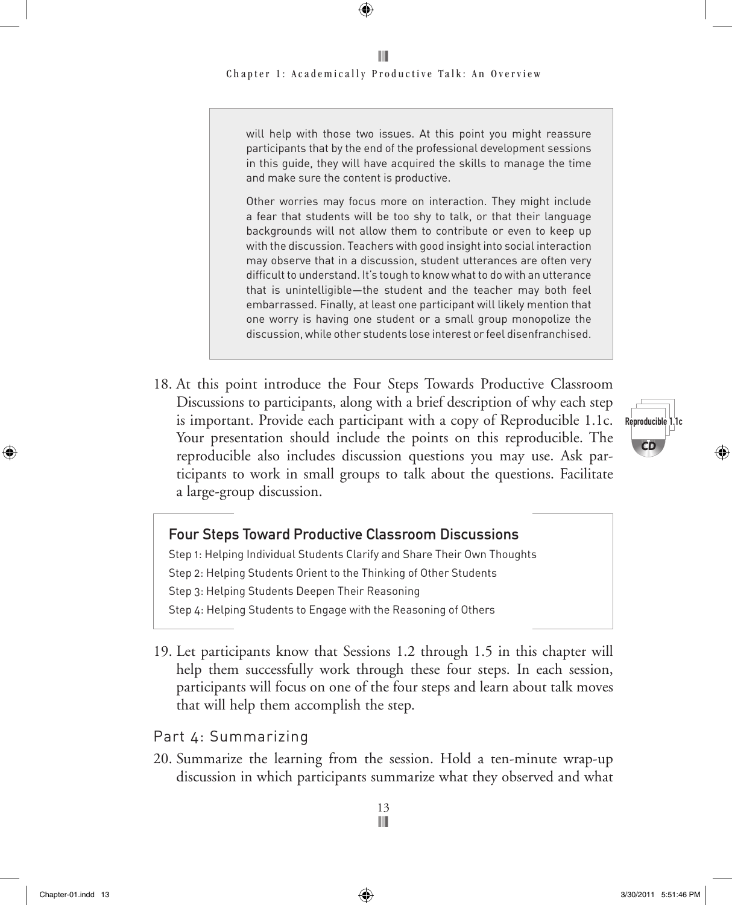will help with those two issues. At this point you might reassure participants that by the end of the professional development sessions in this guide, they will have acquired the skills to manage the time and make sure the content is productive.

Other worries may focus more on interaction. They might include a fear that students will be too shy to talk, or that their language backgrounds will not allow them to contribute or even to keep up with the discussion. Teachers with good insight into social interaction may observe that in a discussion, student utterances are often very difficult to understand. It's tough to know what to do with an utterance that is unintelligible—the student and the teacher may both feel embarrassed. Finally, at least one participant will likely mention that one worry is having one student or a small group monopolize the discussion, while other students lose interest or feel disenfranchised.

18. At this point introduce the Four Steps Towards Productive Classroom Discussions to participants, along with a brief description of why each step is important. Provide each participant with a copy of Reproducible 1.1c. Your presentation should include the points on this reproducible. The reproducible also includes discussion questions you may use. Ask participants to work in small groups to talk about the questions. Facilitate a large-group discussion.

Reproducible 1.1c
CD

**Four Steps Toward Productive Classroom Discussions**

Step 1: Helping Individual Students Clarify and Share Their Own Thoughts

Step 2: Helping Students Orient to the Thinking of Other Students

Step 3: Helping Students Deepen Their Reasoning

Step 4: Helping Students to Engage with the Reasoning of Others

19. Let participants know that Sessions 1.2 through 1.5 in this chapter will help them successfully work through these four steps. In each session, participants will focus on one of the four steps and learn about talk moves that will help them accomplish the step.

## Part 4: Summarizing

20. Summarize the learning from the session. Hold a ten-minute wrap-up discussion in which participants summarize what they observed and what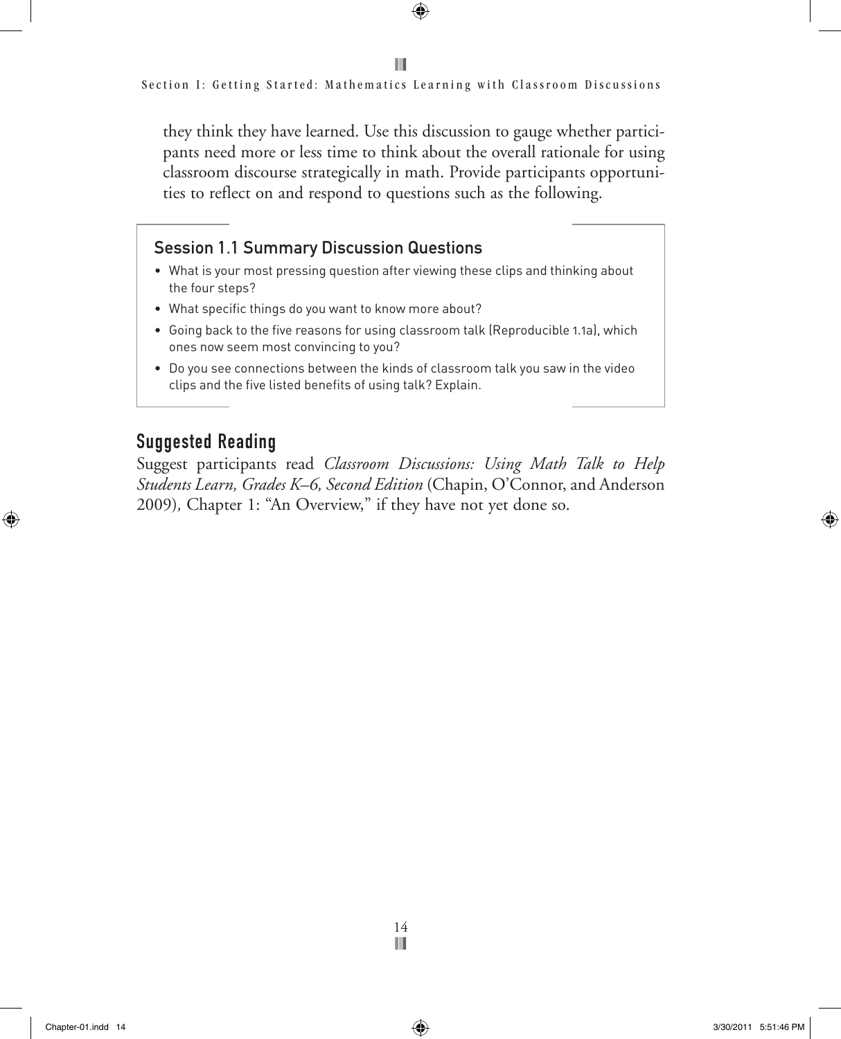they think they have learned. Use this discussion to gauge whether participants need more or less time to think about the overall rationale for using classroom discourse strategically in math. Provide participants opportunities to reflect on and respond to questions such as the following.

### Session 1.1 Summary Discussion Questions

- What is your most pressing question after viewing these clips and thinking about the four steps?
- What specific things do you want to know more about?
- Going back to the five reasons for using classroom talk (Reproducible 1.1a), which ones now seem most convincing to you?
- Do you see connections between the kinds of classroom talk you saw in the video clips and the five listed benefits of using talk? Explain.

## Suggested Reading

Suggest participants read *Classroom Discussions: Using Math Talk to Help Students Learn, Grades K–6, Second Edition* (Chapin, O'Connor, and Anderson 2009), Chapter 1: "An Overview," if they have not yet done so.